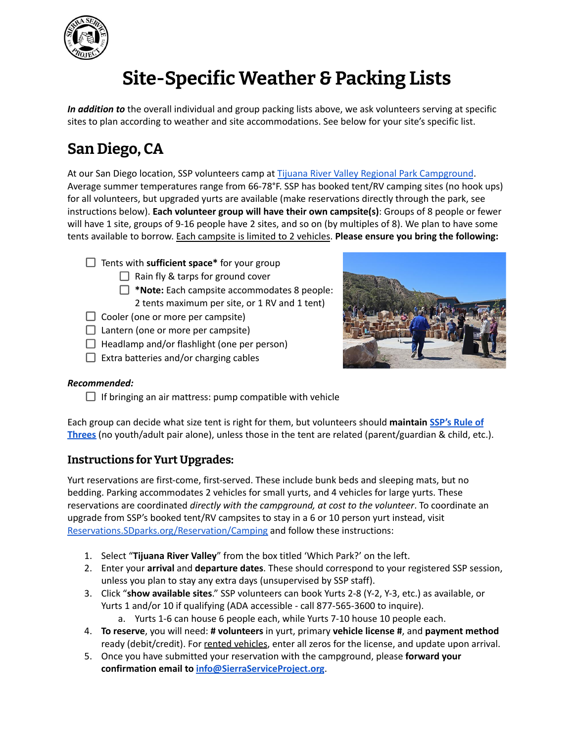# Site-Specific Weather & Packing Lists

***In addition to*** the overall individual and group packing lists above, we ask volunteers serving at specific sites to plan according to weather and site accommodations. See below for your site's specific list.

## San Diego, CA

At our San Diego location, SSP volunteers camp at [Tijuana River Valley Regional Park Campground](). Average summer temperatures range from 66-78°F. SSP has booked tent/RV camping sites (no hook ups) for all volunteers, but upgraded yurts are available (make reservations directly through the park, see instructions below). **Each volunteer group will have their own campsite(s)**: Groups of 8 people or fewer will have 1 site, groups of 9-16 people have 2 sites, and so on (by multiples of 8). We plan to have some tents available to borrow. Each campsite is limited to 2 vehicles. **Please ensure you bring the following:**

- [ ] Tents with **sufficient space*** for your group
    - [ ] Rain fly & tarps for ground cover
    - [ ] ***Note:** Each campsite accommodates 8 people: 2 tents maximum per site, or 1 RV and 1 tent)
- [ ] Cooler (one or more per campsite)
- [ ] Lantern (one or more per campsite)
- [ ] Headlamp and/or flashlight (one per person)
- [ ] Extra batteries and/or charging cables

***Recommended:***

- [ ] If bringing an air mattress: pump compatible with vehicle

Each group can decide what size tent is right for them, but volunteers should **maintain [SSP's Rule of Threes]()** (no youth/adult pair alone), unless those in the tent are related (parent/guardian & child, etc.).

### Instructions for Yurt Upgrades:

Yurt reservations are first-come, first-served. These include bunk beds and sleeping mats, but no bedding. Parking accommodates 2 vehicles for small yurts, and 4 vehicles for large yurts. These reservations are coordinated *directly with the campground, at cost to the volunteer*. To coordinate an upgrade from SSP's booked tent/RV campsites to stay in a 6 or 10 person yurt instead, visit [Reservations.SDparks.org/Reservation/Camping]() and follow these instructions:

1. Select "**Tijuana River Valley**" from the box titled 'Which Park?' on the left.
2. Enter your **arrival** and **departure dates**. These should correspond to your registered SSP session, unless you plan to stay any extra days (unsupervised by SSP staff).
3. Click "**show available sites**." SSP volunteers can book Yurts 2-8 (Y-2, Y-3, etc.) as available, or Yurts 1 and/or 10 if qualifying (ADA accessible - call 877-565-3600 to inquire).
    a. Yurts 1-6 can house 6 people each, while Yurts 7-10 house 10 people each.
4. **To reserve**, you will need: **# volunteers** in yurt, primary **vehicle license #**, and **payment method** ready (debit/credit). For rented vehicles, enter all zeros for the license, and update upon arrival.
5. Once you have submitted your reservation with the campground, please **forward your confirmation email to [info@SierraServiceProject.org]()**.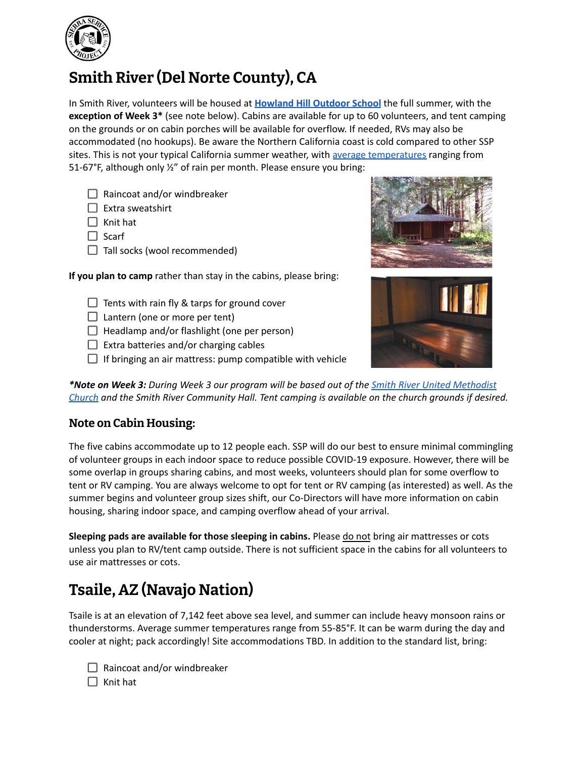# Smith River (Del Norte County), CA

In Smith River, volunteers will be housed at **Howland Hill Outdoor School** the full summer, with the **exception of Week 3*** (see note below). Cabins are available for up to 60 volunteers, and tent camping on the grounds or on cabin porches will be available for overflow. If needed, RVs may also be accommodated (no hookups). Be aware the Northern California coast is cold compared to other SSP sites. This is not your typical California summer weather, with average temperatures ranging from 51-67°F, although only ½" of rain per month. Please ensure you bring:

- [ ] Raincoat and/or windbreaker
- [ ] Extra sweatshirt
- [ ] Knit hat
- [ ] Scarf
- [ ] Tall socks (wool recommended)

**If you plan to camp** rather than stay in the cabins, please bring:

- [ ] Tents with rain fly & tarps for ground cover
- [ ] Lantern (one or more per tent)
- [ ] Headlamp and/or flashlight (one per person)
- [ ] Extra batteries and/or charging cables
- [ ] If bringing an air mattress: pump compatible with vehicle

***Note on Week 3:** During Week 3 our program will be based out of the Smith River United Methodist Church and the Smith River Community Hall. Tent camping is available on the church grounds if desired.*

## Note on Cabin Housing:

The five cabins accommodate up to 12 people each. SSP will do our best to ensure minimal commingling of volunteer groups in each indoor space to reduce possible COVID-19 exposure. However, there will be some overlap in groups sharing cabins, and most weeks, volunteers should plan for some overflow to tent or RV camping. You are always welcome to opt for tent or RV camping (as interested) as well. As the summer begins and volunteer group sizes shift, our Co-Directors will have more information on cabin housing, sharing indoor space, and camping overflow ahead of your arrival.

**Sleeping pads are available for those sleeping in cabins.** Please do not bring air mattresses or cots unless you plan to RV/tent camp outside. There is not sufficient space in the cabins for all volunteers to use air mattresses or cots.

# Tsaile, AZ (Navajo Nation)

Tsaile is at an elevation of 7,142 feet above sea level, and summer can include heavy monsoon rains or thunderstorms. Average summer temperatures range from 55-85°F. It can be warm during the day and cooler at night; pack accordingly! Site accommodations TBD. In addition to the standard list, bring:

- [ ] Raincoat and/or windbreaker
- [ ] Knit hat